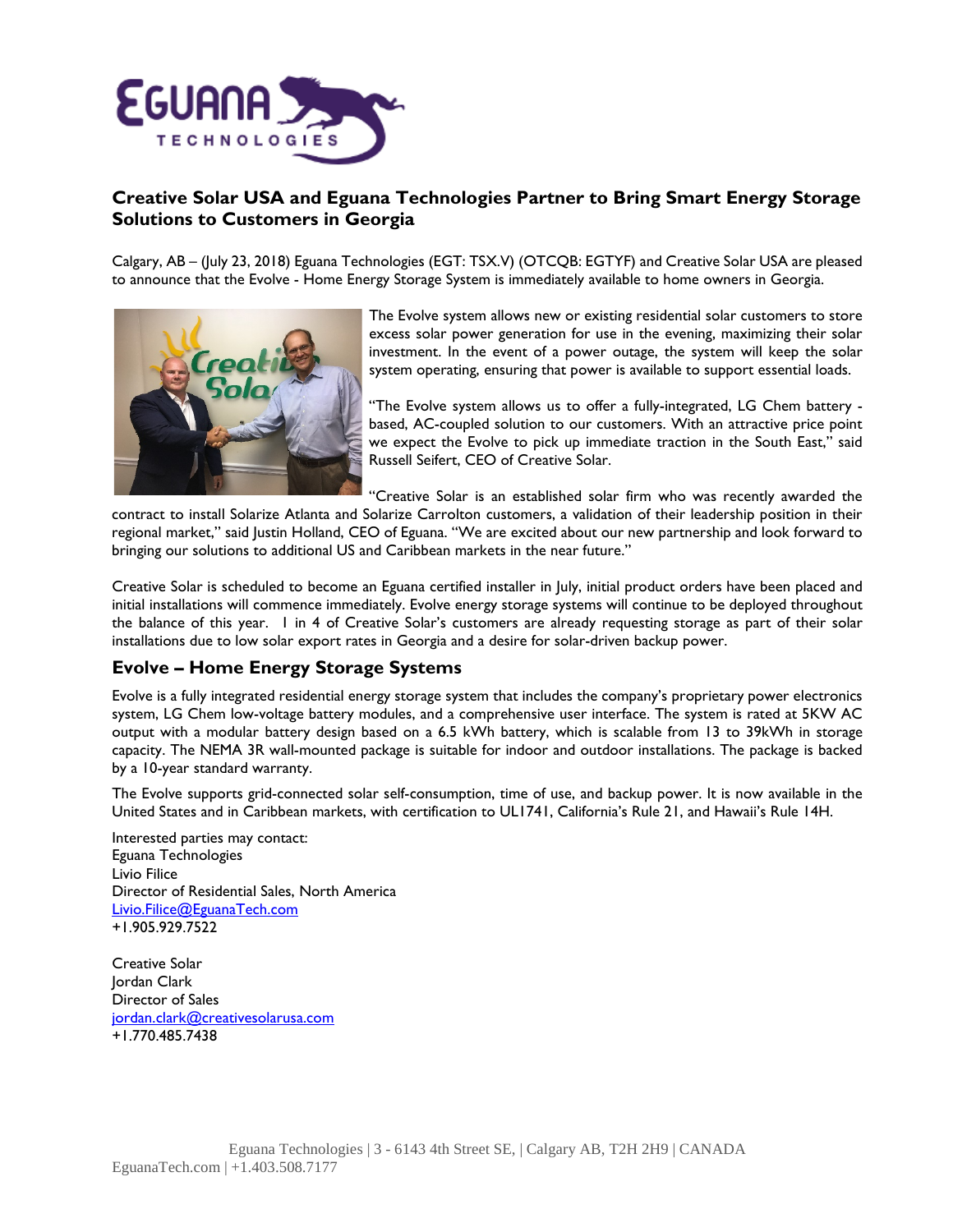# Creative Solar USA and Eguana Technologies Partner to Bring Smart Energy Storage Solutions to Customers in Georgia

Calgary, AB – (July 23, 2018) Eguana Technologies (EGT: TSX.V) (OTCQB: EGTYF) and Creative Solar USA are pleased to announce that the Evolve - Home Energy Storage System is immediately available to home owners in Georgia.

The Evolve system allows new or existing residential solar customers to store excess solar power generation for use in the evening, maximizing their solar investment. In the event of a power outage, the system will keep the solar system operating, ensuring that power is available to support essential loads.

"The Evolve system allows us to offer a fully-integrated, LG Chem battery - based, AC-coupled solution to our customers. With an attractive price point we expect the Evolve to pick up immediate traction in the South East," said Russell Seifert, CEO of Creative Solar.

"Creative Solar is an established solar firm who was recently awarded the contract to install Solarize Atlanta and Solarize Carrolton customers, a validation of their leadership position in their regional market," said Justin Holland, CEO of Eguana. "We are excited about our new partnership and look forward to bringing our solutions to additional US and Caribbean markets in the near future."

Creative Solar is scheduled to become an Eguana certified installer in July, initial product orders have been placed and initial installations will commence immediately. Evolve energy storage systems will continue to be deployed throughout the balance of this year. 1 in 4 of Creative Solar's customers are already requesting storage as part of their solar installations due to low solar export rates in Georgia and a desire for solar-driven backup power.

## Evolve – Home Energy Storage Systems

Evolve is a fully integrated residential energy storage system that includes the company's proprietary power electronics system, LG Chem low-voltage battery modules, and a comprehensive user interface. The system is rated at 5KW AC output with a modular battery design based on a 6.5 kWh battery, which is scalable from 13 to 39kWh in storage capacity. The NEMA 3R wall-mounted package is suitable for indoor and outdoor installations. The package is backed by a 10-year standard warranty.

The Evolve supports grid-connected solar self-consumption, time of use, and backup power. It is now available in the United States and in Caribbean markets, with certification to UL1741, California's Rule 21, and Hawaii's Rule 14H.

Interested parties may contact:
Eguana Technologies
Livio Filice
Director of Residential Sales, North America
Livio.Filice@EguanaTech.com
+1.905.929.7522

Creative Solar
Jordan Clark
Director of Sales
jordan.clark@creativesolarusa.com
+1.770.485.7438

Eguana Technologies | 3 - 6143 4th Street SE, | Calgary AB, T2H 2H9 | CANADA
EguanaTech.com | +1.403.508.7177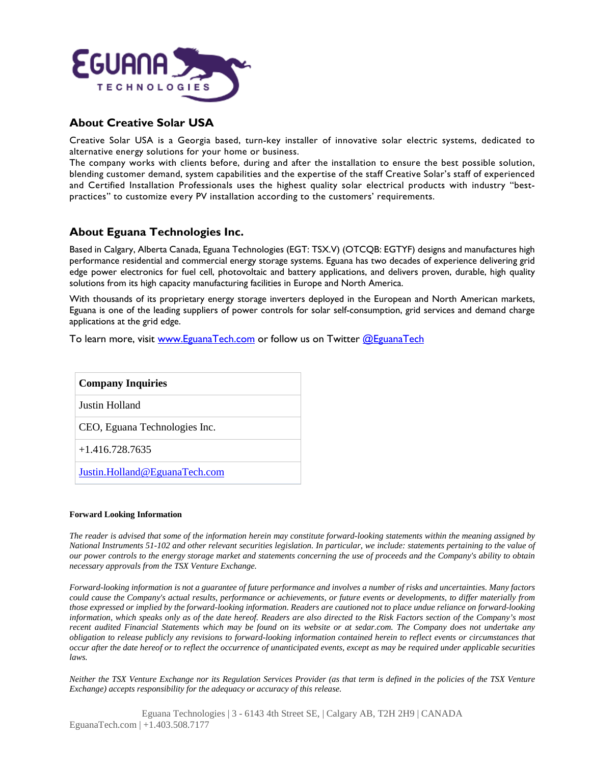## About Creative Solar USA

Creative Solar USA is a Georgia based, turn-key installer of innovative solar electric systems, dedicated to alternative energy solutions for your home or business.
The company works with clients before, during and after the installation to ensure the best possible solution, blending customer demand, system capabilities and the expertise of the staff Creative Solar's staff of experienced and Certified Installation Professionals uses the highest quality solar electrical products with industry "best-practices" to customize every PV installation according to the customers' requirements.

## About Eguana Technologies Inc.

Based in Calgary, Alberta Canada, Eguana Technologies (EGT: TSX.V) (OTCQB: EGTYF) designs and manufactures high performance residential and commercial energy storage systems. Eguana has two decades of experience delivering grid edge power electronics for fuel cell, photovoltaic and battery applications, and delivers proven, durable, high quality solutions from its high capacity manufacturing facilities in Europe and North America.

With thousands of its proprietary energy storage inverters deployed in the European and North American markets, Eguana is one of the leading suppliers of power controls for solar self-consumption, grid services and demand charge applications at the grid edge.

To learn more, visit www.EguanaTech.com or follow us on Twitter @EguanaTech

| **Company Inquiries** |
| --- |
| Justin Holland |
| CEO, Eguana Technologies Inc. |
| +1.416.728.7635 |
| Justin.Holland@EguanaTech.com |

**Forward Looking Information**

*The reader is advised that some of the information herein may constitute forward-looking statements within the meaning assigned by National Instruments 51-102 and other relevant securities legislation. In particular, we include: statements pertaining to the value of our power controls to the energy storage market and statements concerning the use of proceeds and the Company's ability to obtain necessary approvals from the TSX Venture Exchange.*

*Forward-looking information is not a guarantee of future performance and involves a number of risks and uncertainties. Many factors could cause the Company's actual results, performance or achievements, or future events or developments, to differ materially from those expressed or implied by the forward-looking information. Readers are cautioned not to place undue reliance on forward-looking information, which speaks only as of the date hereof. Readers are also directed to the Risk Factors section of the Company's most recent audited Financial Statements which may be found on its website or at sedar.com. The Company does not undertake any obligation to release publicly any revisions to forward-looking information contained herein to reflect events or circumstances that occur after the date hereof or to reflect the occurrence of unanticipated events, except as may be required under applicable securities laws.*

*Neither the TSX Venture Exchange nor its Regulation Services Provider (as that term is defined in the policies of the TSX Venture Exchange) accepts responsibility for the adequacy or accuracy of this release.*